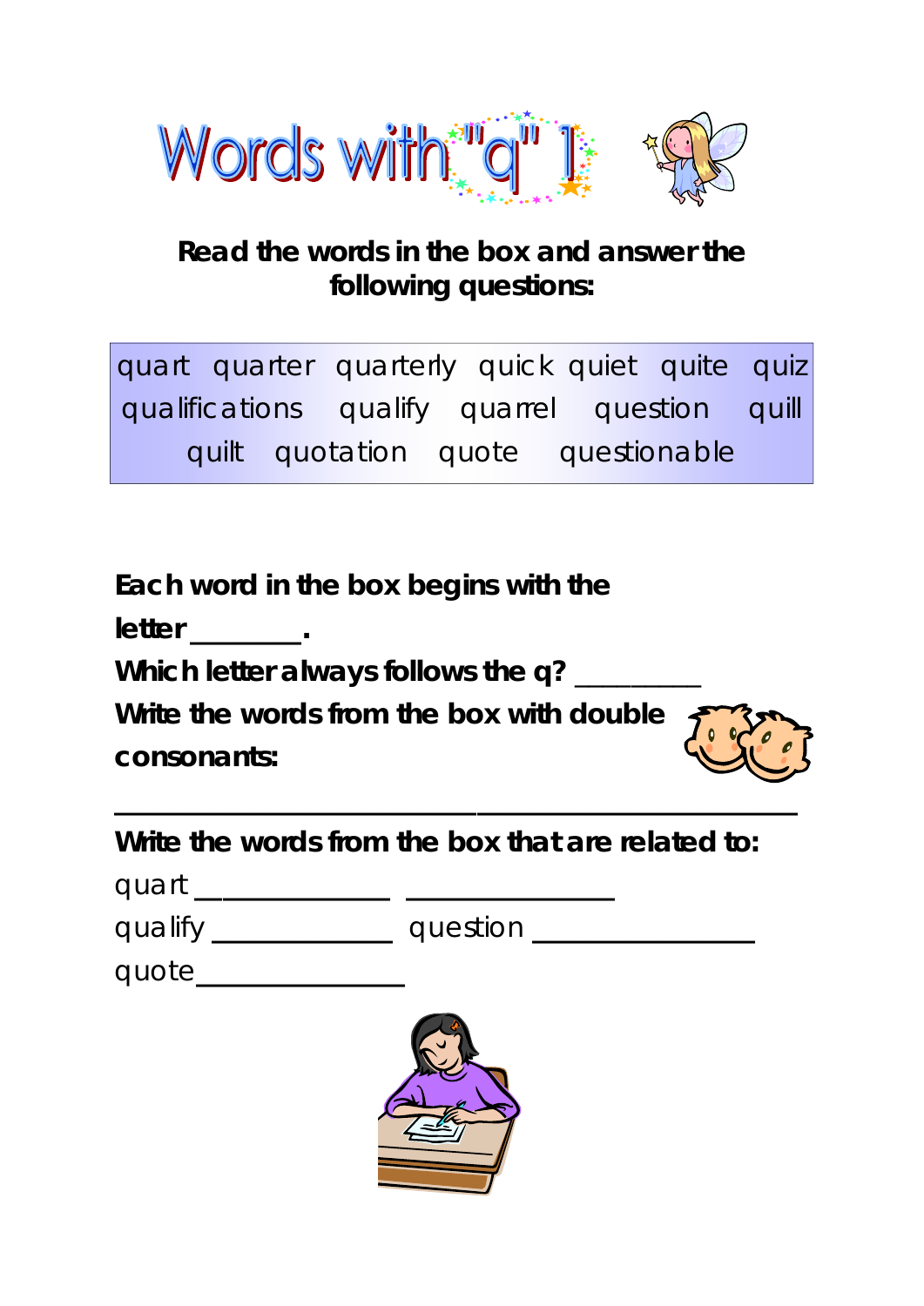# Words with "q" 1

**Read the words in the box and answer the following questions:**

| quart quarter quarterly quick quiet quite quiz<br>qualifications qualify quarrel question quill<br>quilt quotation quote questionable |
|---|

**Each word in the box begins with the letter_______.**

**Which letter always follows the q? ________**

**Write the words from the box with double consonants:**

______________________________________________

**Write the words from the box that are related to:**

quart _____________ ______________

qualify ____________ question ______________

quote______________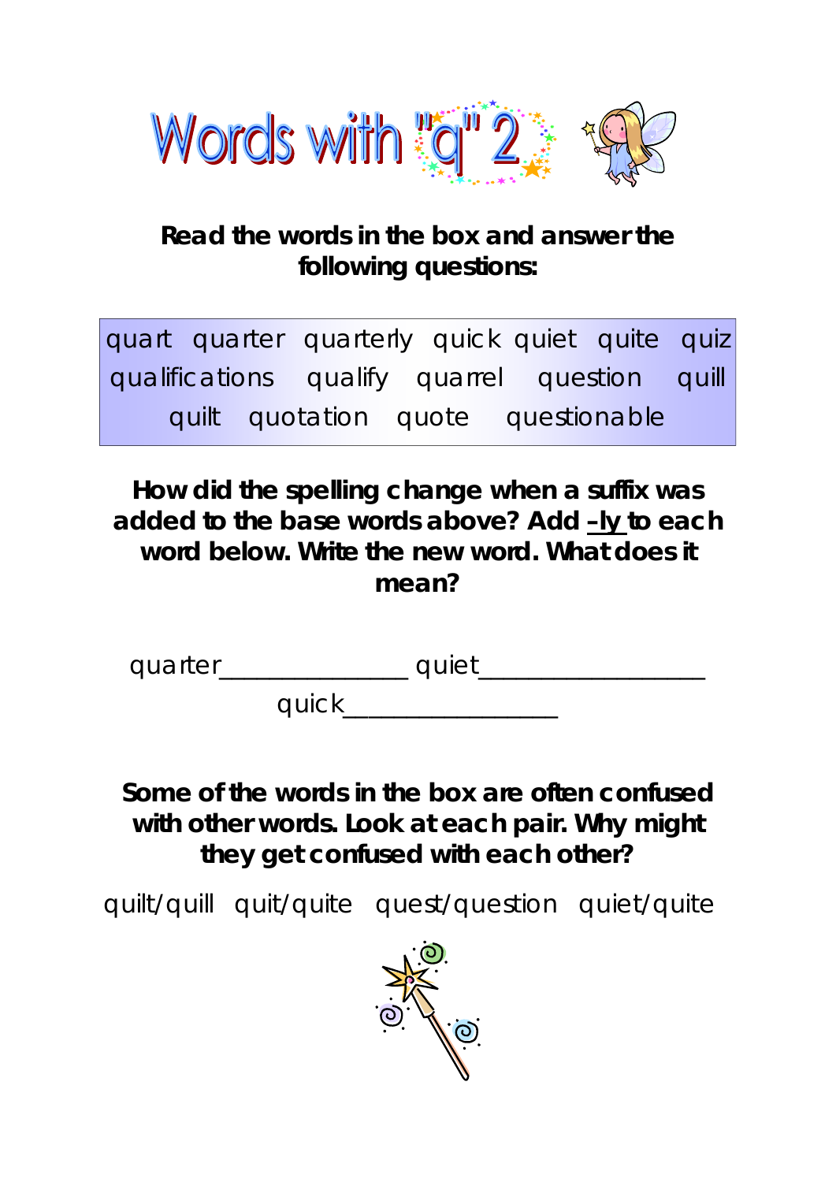# Words with "q" 2

**Read the words in the box and answer the following questions:**

| quart quarter quarterly quick quiet quite quiz qualifications qualify quarrel question quill quilt quotation quote questionable |
|---|

**How did the spelling change when a suffix was added to the base words above? Add –ly to each word below. Write the new word. What does it mean?**

quarter______________ quiet_________________

quick________________

**Some of the words in the box are often confused with other words. Look at each pair. Why might they get confused with each other?**

quilt/quill quit/quite quest/question quiet/quite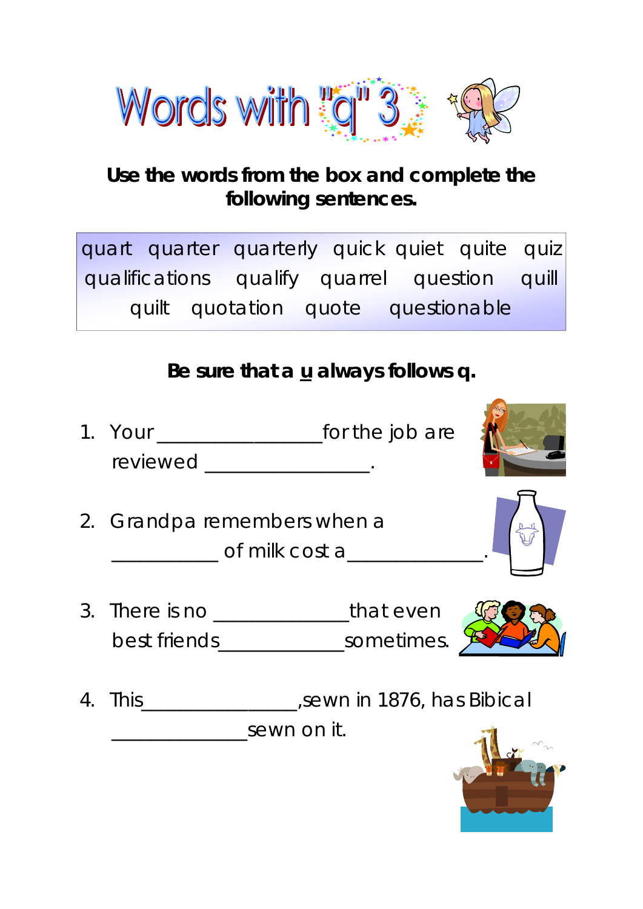# Words with "q" 3

**Use the words from the box and complete the following sentences.**

quart quarter quarterly quick quiet quite quiz qualifications qualify quarrel question quill quilt quotation quote questionable

**Be sure that a u always follows q.**

1. Your _______________ for the job are reviewed _______________.
2. Grandpa remembers when a __________ of milk cost a _____________.
3. There is no _____________ that even best friends ____________ sometimes.
4. This ______________, sewn in 1876, has Bibical _____________ sewn on it.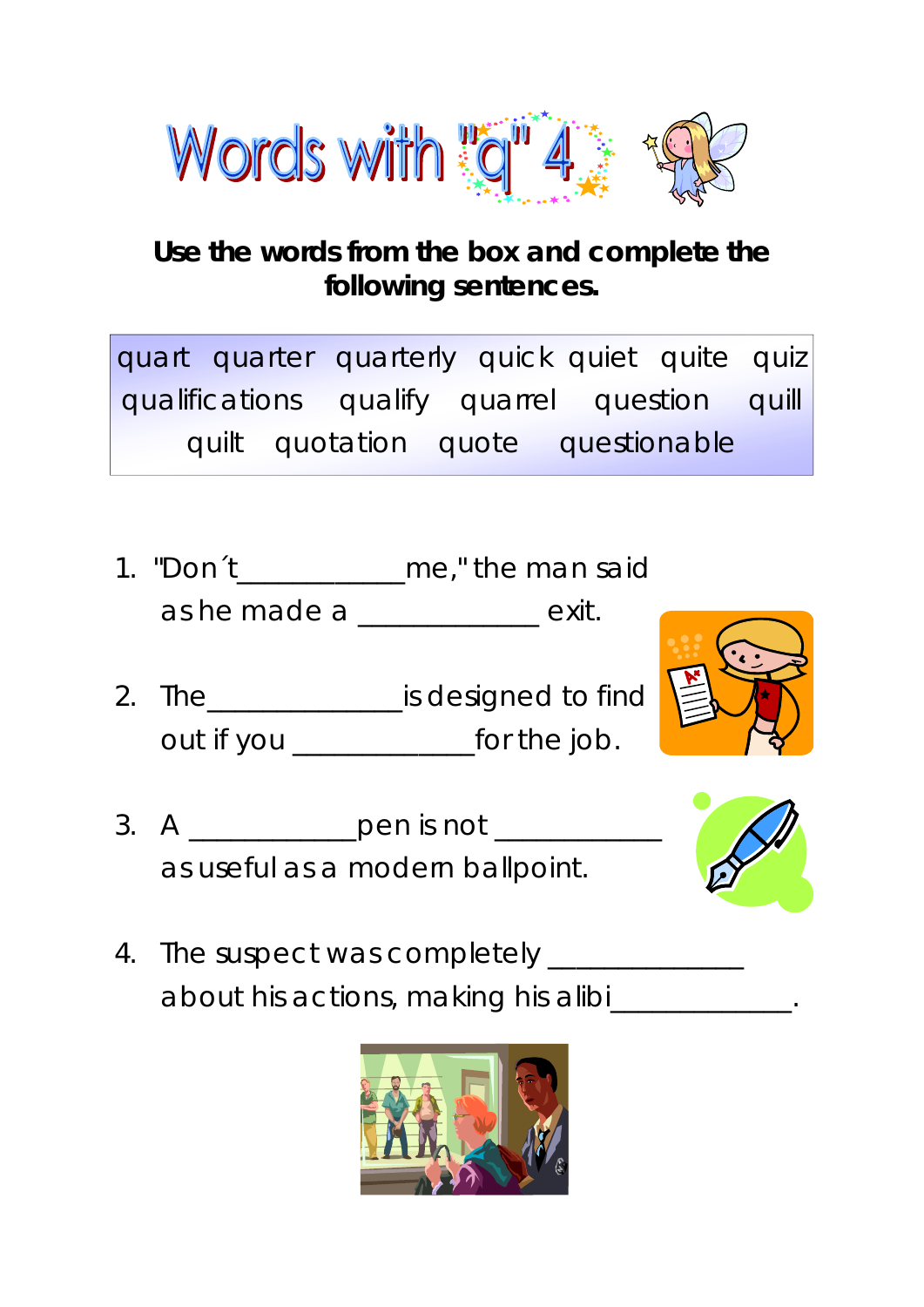# Words with "q" 4

**Use the words from the box and complete the following sentences.**

| quart quarter quarterly quick quiet quite quiz |
|---|
| qualifications qualify quarrel question quill |
| quilt quotation quote questionable |

1. "Don´t____________me," the man said as he made a _____________ exit.

2. The______________is designed to find out if you _____________for the job.

3. A ____________pen is not ____________ as useful as a modern ballpoint.

4. The suspect was completely ______________ about his actions, making his alibi_____________.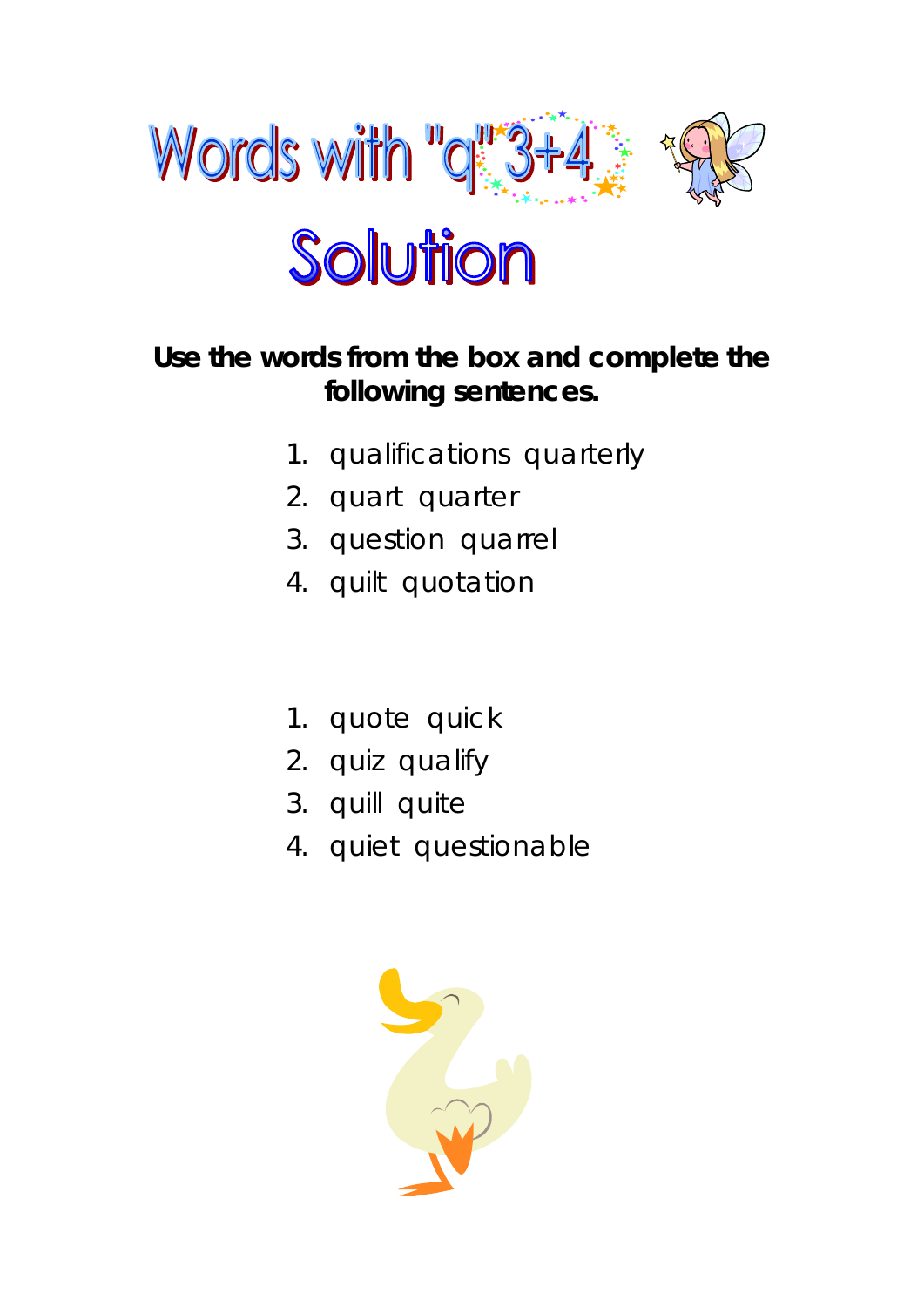# Words with "q" 3+4

## Solution

**Use the words from the box and complete the following sentences.**

1. qualifications quarterly
2. quart quarter
3. question quarrel
4. quilt quotation

1. quote quick
2. quiz qualify
3. quill quite
4. quiet questionable